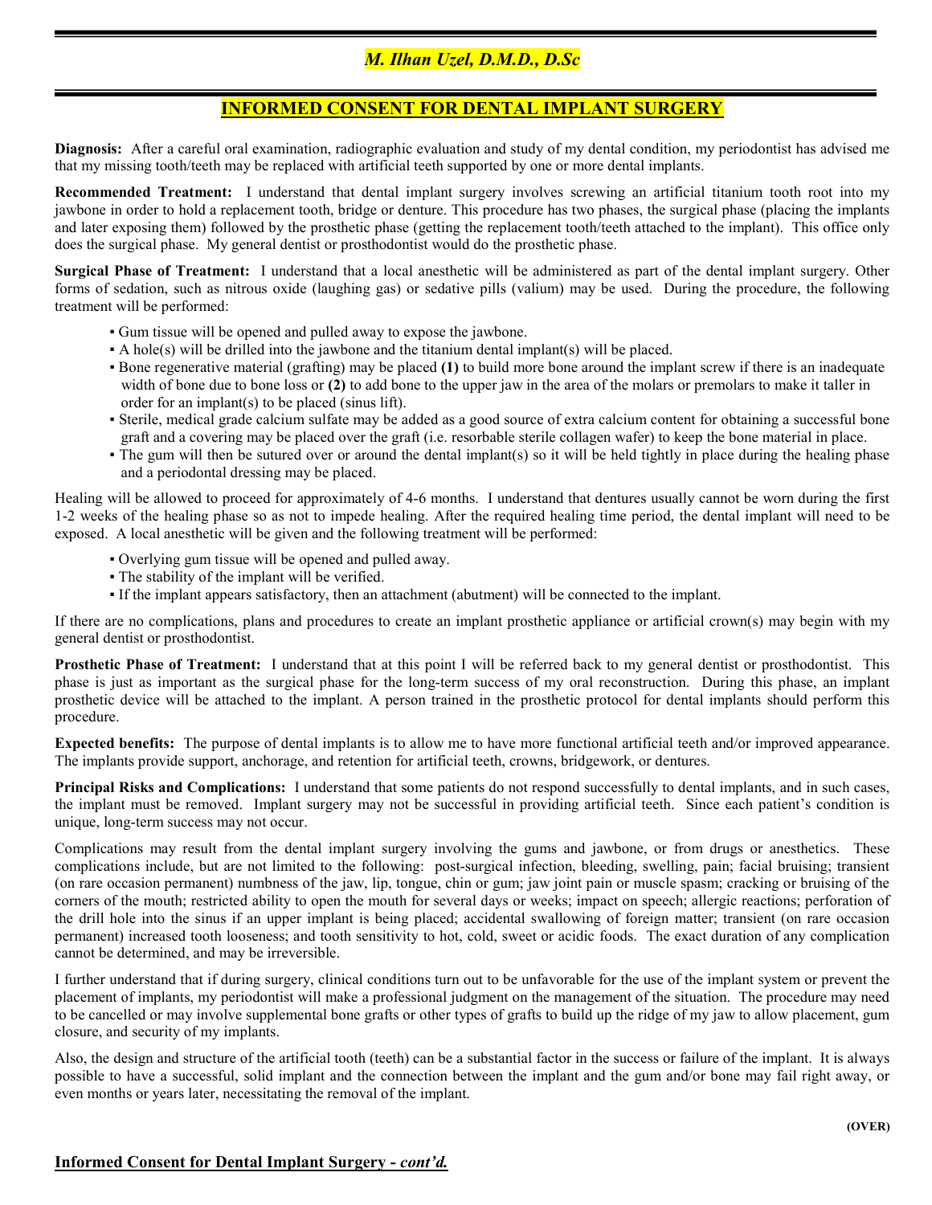***M. Ilhan Uzel, D.M.D., D.Sc***

# INFORMED CONSENT FOR DENTAL IMPLANT SURGERY

**Diagnosis:** After a careful oral examination, radiographic evaluation and study of my dental condition, my periodontist has advised me that my missing tooth/teeth may be replaced with artificial teeth supported by one or more dental implants.

**Recommended Treatment:** I understand that dental implant surgery involves screwing an artificial titanium tooth root into my jawbone in order to hold a replacement tooth, bridge or denture. This procedure has two phases, the surgical phase (placing the implants and later exposing them) followed by the prosthetic phase (getting the replacement tooth/teeth attached to the implant). This office only does the surgical phase. My general dentist or prosthodontist would do the prosthetic phase.

**Surgical Phase of Treatment:** I understand that a local anesthetic will be administered as part of the dental implant surgery. Other forms of sedation, such as nitrous oxide (laughing gas) or sedative pills (valium) may be used. During the procedure, the following treatment will be performed:

- Gum tissue will be opened and pulled away to expose the jawbone.
- A hole(s) will be drilled into the jawbone and the titanium dental implant(s) will be placed.
- Bone regenerative material (grafting) may be placed **(1)** to build more bone around the implant screw if there is an inadequate width of bone due to bone loss or **(2)** to add bone to the upper jaw in the area of the molars or premolars to make it taller in order for an implant(s) to be placed (sinus lift).
- Sterile, medical grade calcium sulfate may be added as a good source of extra calcium content for obtaining a successful bone graft and a covering may be placed over the graft (i.e. resorbable sterile collagen wafer) to keep the bone material in place.
- The gum will then be sutured over or around the dental implant(s) so it will be held tightly in place during the healing phase and a periodontal dressing may be placed.

Healing will be allowed to proceed for approximately of 4-6 months. I understand that dentures usually cannot be worn during the first 1-2 weeks of the healing phase so as not to impede healing. After the required healing time period, the dental implant will need to be exposed. A local anesthetic will be given and the following treatment will be performed:

- Overlying gum tissue will be opened and pulled away.
- The stability of the implant will be verified.
- If the implant appears satisfactory, then an attachment (abutment) will be connected to the implant.

If there are no complications, plans and procedures to create an implant prosthetic appliance or artificial crown(s) may begin with my general dentist or prosthodontist.

**Prosthetic Phase of Treatment:** I understand that at this point I will be referred back to my general dentist or prosthodontist. This phase is just as important as the surgical phase for the long-term success of my oral reconstruction. During this phase, an implant prosthetic device will be attached to the implant. A person trained in the prosthetic protocol for dental implants should perform this procedure.

**Expected benefits:** The purpose of dental implants is to allow me to have more functional artificial teeth and/or improved appearance. The implants provide support, anchorage, and retention for artificial teeth, crowns, bridgework, or dentures.

**Principal Risks and Complications:** I understand that some patients do not respond successfully to dental implants, and in such cases, the implant must be removed. Implant surgery may not be successful in providing artificial teeth. Since each patient's condition is unique, long-term success may not occur.

Complications may result from the dental implant surgery involving the gums and jawbone, or from drugs or anesthetics. These complications include, but are not limited to the following: post-surgical infection, bleeding, swelling, pain; facial bruising; transient (on rare occasion permanent) numbness of the jaw, lip, tongue, chin or gum; jaw joint pain or muscle spasm; cracking or bruising of the corners of the mouth; restricted ability to open the mouth for several days or weeks; impact on speech; allergic reactions; perforation of the drill hole into the sinus if an upper implant is being placed; accidental swallowing of foreign matter; transient (on rare occasion permanent) increased tooth looseness; and tooth sensitivity to hot, cold, sweet or acidic foods. The exact duration of any complication cannot be determined, and may be irreversible.

I further understand that if during surgery, clinical conditions turn out to be unfavorable for the use of the implant system or prevent the placement of implants, my periodontist will make a professional judgment on the management of the situation. The procedure may need to be cancelled or may involve supplemental bone grafts or other types of grafts to build up the ridge of my jaw to allow placement, gum closure, and security of my implants.

Also, the design and structure of the artificial tooth (teeth) can be a substantial factor in the success or failure of the implant. It is always possible to have a successful, solid implant and the connection between the implant and the gum and/or bone may fail right away, or even months or years later, necessitating the removal of the implant.

**(OVER)**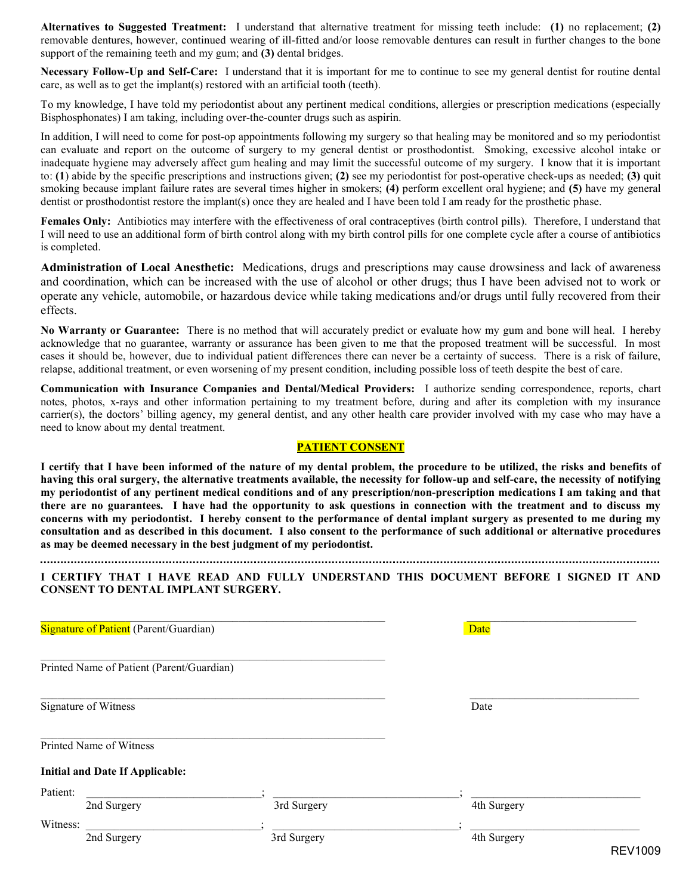**Alternatives to Suggested Treatment:** I understand that alternative treatment for missing teeth include: **(1)** no replacement; **(2)** removable dentures, however, continued wearing of ill-fitted and/or loose removable dentures can result in further changes to the bone support of the remaining teeth and my gum; and **(3)** dental bridges.

**Necessary Follow-Up and Self-Care:** I understand that it is important for me to continue to see my general dentist for routine dental care, as well as to get the implant(s) restored with an artificial tooth (teeth).

To my knowledge, I have told my periodontist about any pertinent medical conditions, allergies or prescription medications (especially Bisphosphonates) I am taking, including over-the-counter drugs such as aspirin.

In addition, I will need to come for post-op appointments following my surgery so that healing may be monitored and so my periodontist can evaluate and report on the outcome of surgery to my general dentist or prosthodontist. Smoking, excessive alcohol intake or inadequate hygiene may adversely affect gum healing and may limit the successful outcome of my surgery. I know that it is important to: **(1)** abide by the specific prescriptions and instructions given; **(2)** see my periodontist for post-operative check-ups as needed; **(3)** quit smoking because implant failure rates are several times higher in smokers; **(4)** perform excellent oral hygiene; and **(5)** have my general dentist or prosthodontist restore the implant(s) once they are healed and I have been told I am ready for the prosthetic phase.

**Females Only:** Antibiotics may interfere with the effectiveness of oral contraceptives (birth control pills). Therefore, I understand that I will need to use an additional form of birth control along with my birth control pills for one complete cycle after a course of antibiotics is completed.

**Administration of Local Anesthetic:** Medications, drugs and prescriptions may cause drowsiness and lack of awareness and coordination, which can be increased with the use of alcohol or other drugs; thus I have been advised not to work or operate any vehicle, automobile, or hazardous device while taking medications and/or drugs until fully recovered from their effects.

**No Warranty or Guarantee:** There is no method that will accurately predict or evaluate how my gum and bone will heal. I hereby acknowledge that no guarantee, warranty or assurance has been given to me that the proposed treatment will be successful. In most cases it should be, however, due to individual patient differences there can never be a certainty of success. There is a risk of failure, relapse, additional treatment, or even worsening of my present condition, including possible loss of teeth despite the best of care.

**Communication with Insurance Companies and Dental/Medical Providers:** I authorize sending correspondence, reports, chart notes, photos, x-rays and other information pertaining to my treatment before, during and after its completion with my insurance carrier(s), the doctors' billing agency, my general dentist, and any other health care provider involved with my case who may have a need to know about my dental treatment.

## PATIENT CONSENT

**I certify that I have been informed of the nature of my dental problem, the procedure to be utilized, the risks and benefits of having this oral surgery, the alternative treatments available, the necessity for follow-up and self-care, the necessity of notifying my periodontist of any pertinent medical conditions and of any prescription/non-prescription medications I am taking and that there are no guarantees. I have had the opportunity to ask questions in connection with the treatment and to discuss my concerns with my periodontist. I hereby consent to the performance of dental implant surgery as presented to me during my consultation and as described in this document. I also consent to the performance of such additional or alternative procedures as may be deemed necessary in the best judgment of my periodontist.**

**I CERTIFY THAT I HAVE READ AND FULLY UNDERSTAND THIS DOCUMENT BEFORE I SIGNED IT AND CONSENT TO DENTAL IMPLANT SURGERY.**

\_\_\_\_\_\_\_\_\_\_\_\_\_\_\_\_\_\_\_\_\_\_\_\_\_\_\_\_\_\_\_\_\_\_\_\_\_\_\_\_ \_\_\_\_\_\_\_\_\_\_\_\_\_\_\_\_\_\_\_\_\_\_
Signature of Patient (Parent/Guardian) Date

\_\_\_\_\_\_\_\_\_\_\_\_\_\_\_\_\_\_\_\_\_\_\_\_\_\_\_\_\_\_\_\_\_\_\_\_\_\_\_\_
Printed Name of Patient (Parent/Guardian)

\_\_\_\_\_\_\_\_\_\_\_\_\_\_\_\_\_\_\_\_\_\_\_\_\_\_\_\_\_\_\_\_\_\_\_\_\_\_\_\_ \_\_\_\_\_\_\_\_\_\_\_\_\_\_\_\_\_\_\_\_\_\_
Signature of Witness Date

\_\_\_\_\_\_\_\_\_\_\_\_\_\_\_\_\_\_\_\_\_\_\_\_\_\_\_\_\_\_\_\_\_\_\_\_\_\_\_\_
Printed Name of Witness

**Initial and Date If Applicable:**

| | | | |
|---|---|---|---|
| Patient: | \_\_\_\_\_\_\_\_\_\_\_\_\_\_\_\_; 2nd Surgery | \_\_\_\_\_\_\_\_\_\_\_\_\_\_\_\_; 3rd Surgery | \_\_\_\_\_\_\_\_\_\_\_\_\_\_\_\_ 4th Surgery |
| Witness: | \_\_\_\_\_\_\_\_\_\_\_\_\_\_\_\_; 2nd Surgery | \_\_\_\_\_\_\_\_\_\_\_\_\_\_\_\_; 3rd Surgery | \_\_\_\_\_\_\_\_\_\_\_\_\_\_\_\_ 4th Surgery |

REV1009